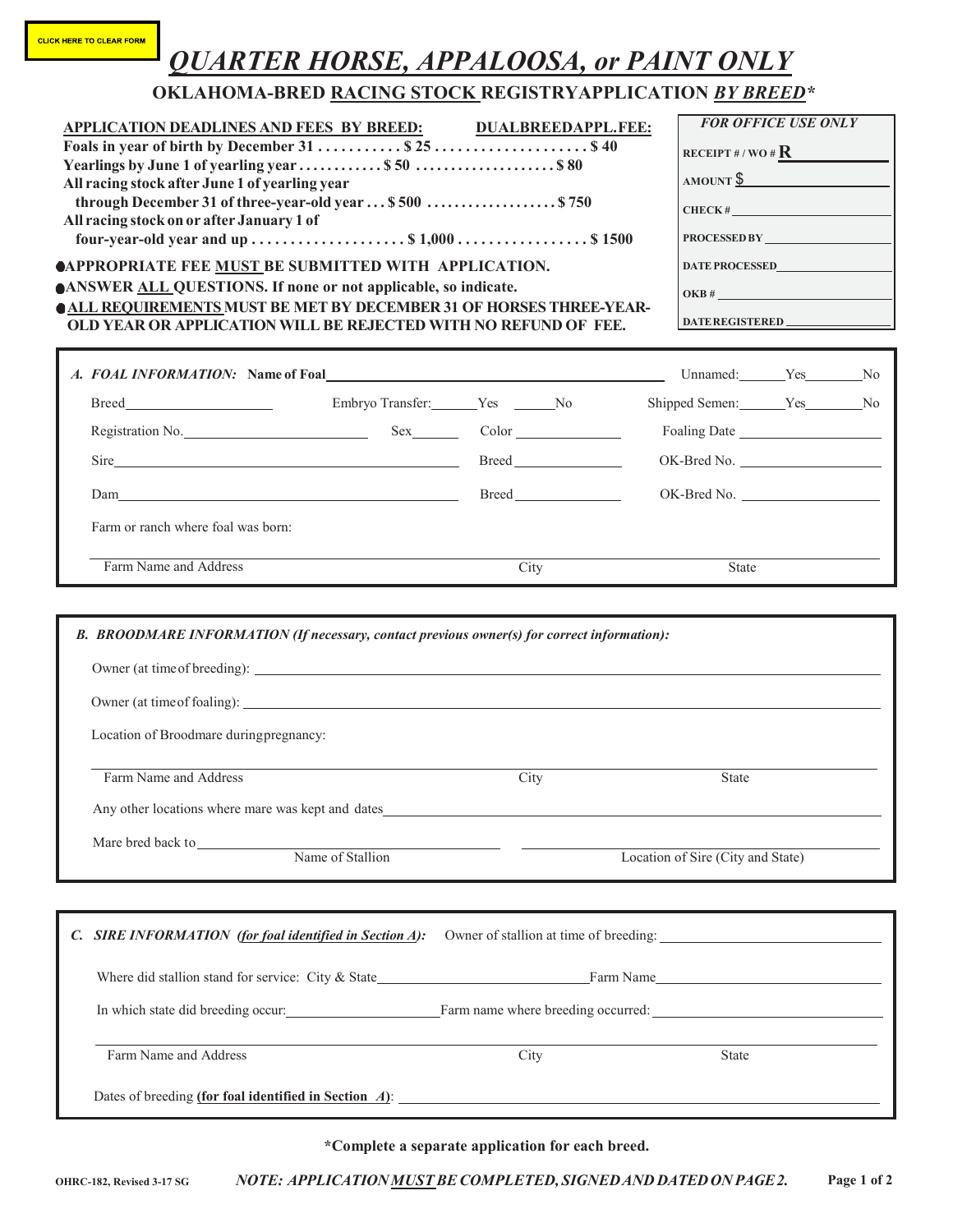CLICK HERE TO CLEAR FORM

# *QUARTER HORSE, APPALOOSA, or PAINT ONLY*

## OKLAHOMA-BRED RACING STOCK REGISTRYAPPLICATION *BY BREED**

**APPLICATION DEADLINES AND FEES BY BREED: DUALBREEDAPPL.FEE:**

| | Fee | Dual Breed Appl. Fee |
|---|---|---|
| **Foals in year of birth by December 31** | **$ 25** | **$ 40** |
| **Yearlings by June 1 of yearling year** | **$ 50** | **$ 80** |
| **All racing stock after June 1 of yearling year through December 31 of three-year-old year** | **$ 500** | **$ 750** |
| **All racing stock on or after January 1 of four-year-old year and up** | **$ 1,000** | **$ 1500** |

- **APPROPRIATE FEE MUST BE SUBMITTED WITH APPLICATION.**
- **ANSWER ALL QUESTIONS. If none or not applicable, so indicate.**
- **ALL REQUIREMENTS MUST BE MET BY DECEMBER 31 OF HORSES THREE-YEAR-OLD YEAR OR APPLICATION WILL BE REJECTED WITH NO REFUND OF FEE.**

***FOR OFFICE USE ONLY***

RECEIPT # / WO # R______

AMOUNT $______

CHECK #______

PROCESSED BY______

DATE PROCESSED______

OKB #______

DATE REGISTERED______

---

***A. FOAL INFORMATION:*** **Name of Foal**______ Unnamed:____Yes____No

Breed______ Embryo Transfer:____Yes ____No Shipped Semen:____Yes____No

Registration No.______ Sex____ Color______ Foaling Date______

Sire______ Breed______ OK-Bred No.______

Dam______ Breed______ OK-Bred No.______

Farm or ranch where foal was born:

______
Farm Name and Address City State

---

***B. BROODMARE INFORMATION (If necessary, contact previous owner(s) for correct information):***

Owner (at time of breeding): ______

Owner (at time of foaling): ______

Location of Broodmare during pregnancy:

______
Farm Name and Address City State

Any other locations where mare was kept and dates______

Mare bred back to______ ______
Name of Stallion Location of Sire (City and State)

---

***C. SIRE INFORMATION (for foal identified in Section A):*** Owner of stallion at time of breeding: ______

Where did stallion stand for service: City & State______ Farm Name______

In which state did breeding occur:______ Farm name where breeding occurred: ______

______
Farm Name and Address City State

Dates of breeding **(for foal identified in Section *A*)**: ______

---

**\*Complete a separate application for each breed.**

**OHRC-182, Revised 3-17 SG** ***NOTE: APPLICATION MUST BE COMPLETED, SIGNED AND DATED ON PAGE 2.***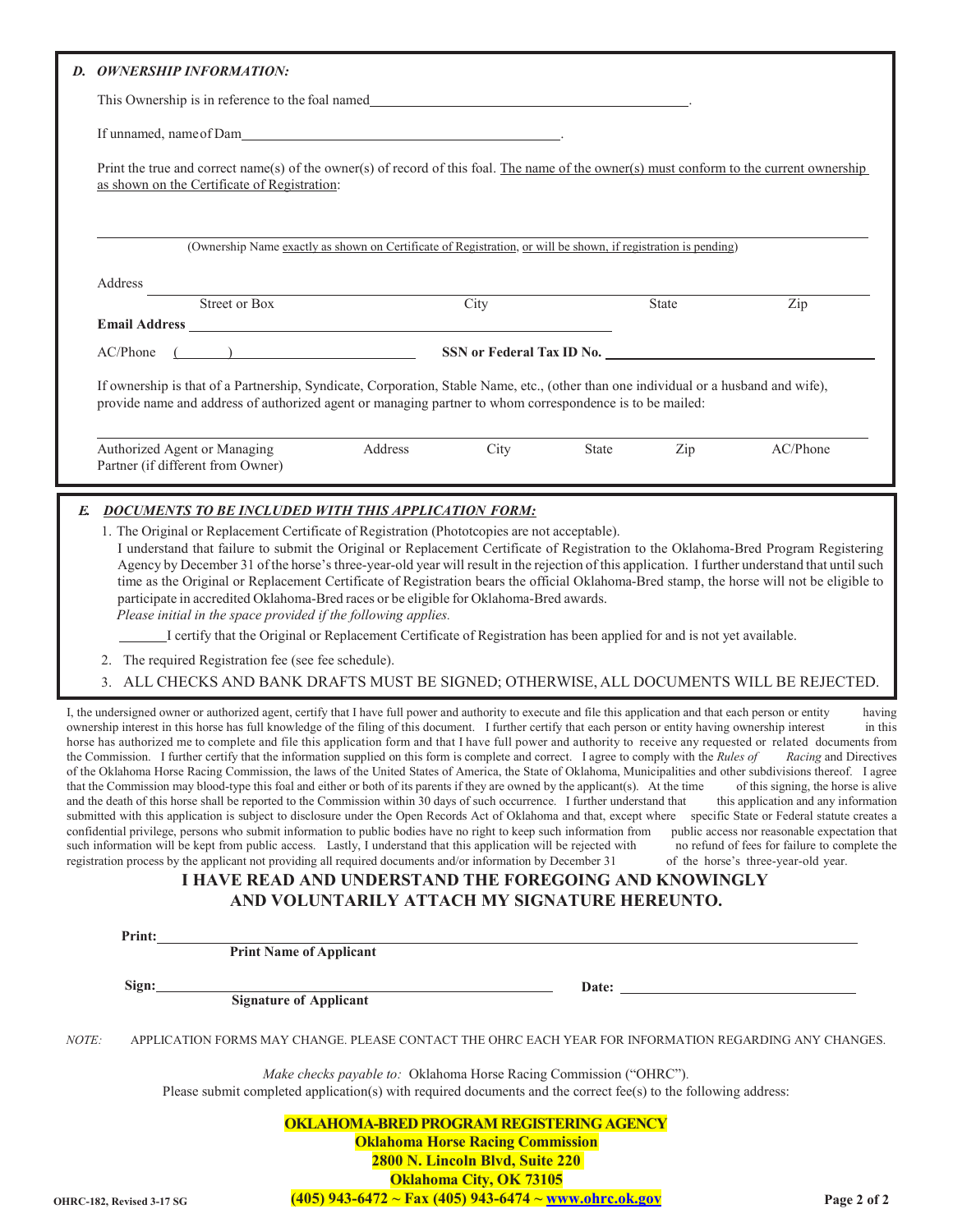## D. *OWNERSHIP INFORMATION:*

This Ownership is in reference to the foal named ______________________________________________.

If unnamed, name of Dam ____________________________________________.

Print the true and correct name(s) of the owner(s) of record of this foal. The name of the owner(s) must conform to the current ownership as shown on the Certificate of Registration:

_____________________________________________________________________________

(Ownership Name exactly as shown on Certificate of Registration, or will be shown, if registration is pending)

Address _____________________________________________________________________
Street or Box | City | State | Zip

**Email Address** ____________________________________________

AC/Phone ( ) ______________________ **SSN or Federal Tax ID No.** ______________________

If ownership is that of a Partnership, Syndicate, Corporation, Stable Name, etc., (other than one individual or a husband and wife), provide name and address of authorized agent or managing partner to whom correspondence is to be mailed:

_____________________________________________________________________________

Authorized Agent or Managing Partner (if different from Owner) | Address | City | State | Zip | AC/Phone

## E. *DOCUMENTS TO BE INCLUDED WITH THIS APPLICATION FORM:*

1. The Original or Replacement Certificate of Registration (Phototcopies are not acceptable).
   I understand that failure to submit the Original or Replacement Certificate of Registration to the Oklahoma-Bred Program Registering Agency by December 31 of the horse's three-year-old year will result in the rejection of this application. I further understand that until such time as the Original or Replacement Certificate of Registration bears the official Oklahoma-Bred stamp, the horse will not be eligible to participate in accredited Oklahoma-Bred races or be eligible for Oklahoma-Bred awards.
   *Please initial in the space provided if the following applies.*
   ______ I certify that the Original or Replacement Certificate of Registration has been applied for and is not yet available.
2. The required Registration fee (see fee schedule).
3. ALL CHECKS AND BANK DRAFTS MUST BE SIGNED; OTHERWISE, ALL DOCUMENTS WILL BE REJECTED.

I, the undersigned owner or authorized agent, certify that I have full power and authority to execute and file this application and that each person or entity having ownership interest in this horse has full knowledge of the filing of this document. I further certify that each person or entity having ownership interest in this horse has authorized me to complete and file this application form and that I have full power and authority to receive any requested or related documents from the Commission. I further certify that the information supplied on this form is complete and correct. I agree to comply with the *Rules of Racing* and Directives of the Oklahoma Horse Racing Commission, the laws of the United States of America, the State of Oklahoma, Municipalities and other subdivisions thereof. I agree that the Commission may blood-type this foal and either or both of its parents if they are owned by the applicant(s). At the time of this signing, the horse is alive and the death of this horse shall be reported to the Commission within 30 days of such occurrence. I further understand that this application and any information submitted with this application is subject to disclosure under the Open Records Act of Oklahoma and that, except where specific State or Federal statute creates a confidential privilege, persons who submit information to public bodies have no right to keep such information from public access nor reasonable expectation that such information will be kept from public access. Lastly, I understand that this application will be rejected with no refund of fees for failure to complete the registration process by the applicant not providing all required documents and/or information by December 31 of the horse's three-year-old year.

**I HAVE READ AND UNDERSTAND THE FOREGOING AND KNOWINGLY AND VOLUNTARILY ATTACH MY SIGNATURE HEREUNTO.**

**Print:** ____________________________________________
**Print Name of Applicant**

**Sign:** ______________________________ **Date:** ______________________
**Signature of Applicant**

*NOTE:* APPLICATION FORMS MAY CHANGE. PLEASE CONTACT THE OHRC EACH YEAR FOR INFORMATION REGARDING ANY CHANGES.

*Make checks payable to:* Oklahoma Horse Racing Commission ("OHRC").
Please submit completed application(s) with required documents and the correct fee(s) to the following address:

**OKLAHOMA-BRED PROGRAM REGISTERING AGENCY**
**Oklahoma Horse Racing Commission**
**2800 N. Lincoln Blvd, Suite 220**
**Oklahoma City, OK 73105**
**(405) 943-6472 ~ Fax (405) 943-6474 ~ www.ohrc.ok.gov**

OHRC-182, Revised 3-17 SG